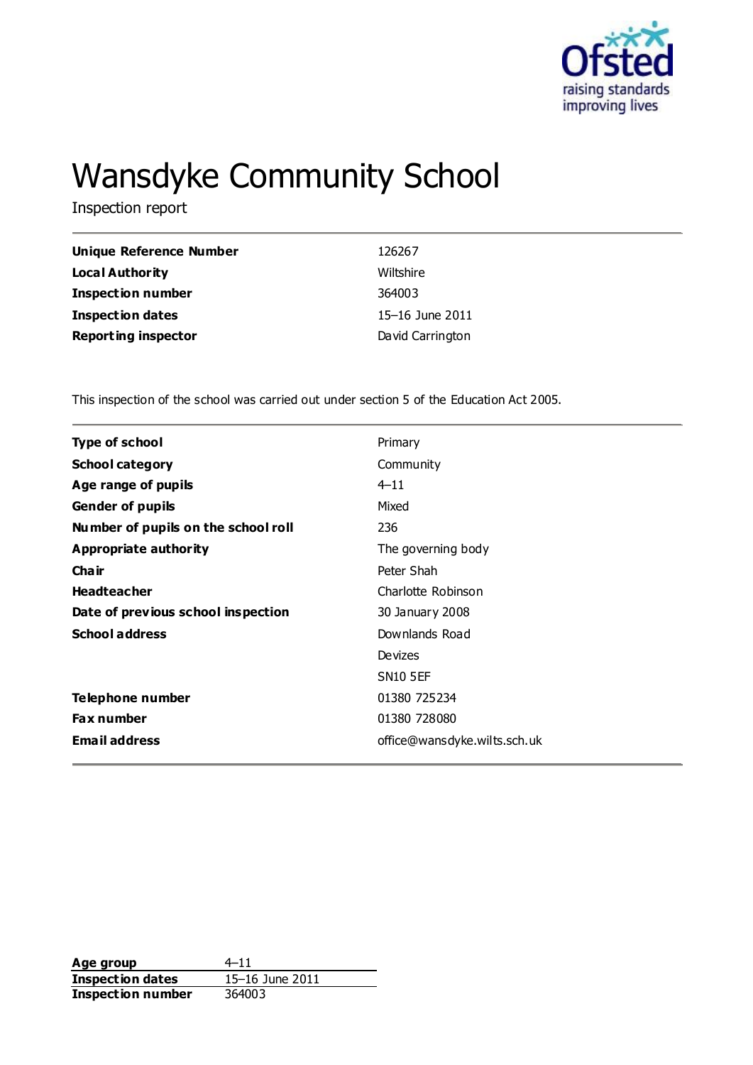# Wansdyke Community School

Inspection report

| | |
|---|---|
| **Unique Reference Number** | 126267 |
| **Local Authority** | Wiltshire |
| **Inspection number** | 364003 |
| **Inspection dates** | 15–16 June 2011 |
| **Reporting inspector** | David Carrington |

This inspection of the school was carried out under section 5 of the Education Act 2005.

| | |
|---|---|
| **Type of school** | Primary |
| **School category** | Community |
| **Age range of pupils** | 4–11 |
| **Gender of pupils** | Mixed |
| **Number of pupils on the school roll** | 236 |
| **Appropriate authority** | The governing body |
| **Chair** | Peter Shah |
| **Headteacher** | Charlotte Robinson |
| **Date of previous school inspection** | 30 January 2008 |
| **School address** | Downlands Road<br>Devizes<br>SN10 5EF |
| **Telephone number** | 01380 725234 |
| **Fax number** | 01380 728080 |
| **Email address** | office@wansdyke.wilts.sch.uk |

| | |
|---|---|
| **Age group** | 4–11 |
| **Inspection dates** | 15–16 June 2011 |
| **Inspection number** | 364003 |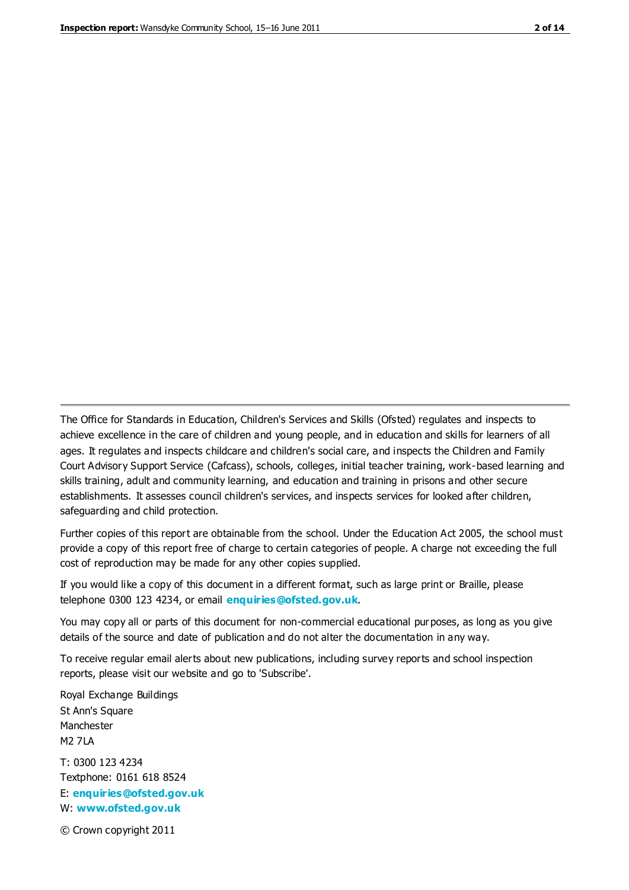The Office for Standards in Education, Children's Services and Skills (Ofsted) regulates and inspects to achieve excellence in the care of children and young people, and in education and skills for learners of all ages. It regulates and inspects childcare and children's social care, and inspects the Children and Family Court Advisory Support Service (Cafcass), schools, colleges, initial teacher training, work-based learning and skills training, adult and community learning, and education and training in prisons and other secure establishments. It assesses council children's services, and inspects services for looked after children, safeguarding and child protection.

Further copies of this report are obtainable from the school. Under the Education Act 2005, the school must provide a copy of this report free of charge to certain categories of people. A charge not exceeding the full cost of reproduction may be made for any other copies supplied.

If you would like a copy of this document in a different format, such as large print or Braille, please telephone 0300 123 4234, or email **enquiries@ofsted.gov.uk**.

You may copy all or parts of this document for non-commercial educational purposes, as long as you give details of the source and date of publication and do not alter the documentation in any way.

To receive regular email alerts about new publications, including survey reports and school inspection reports, please visit our website and go to 'Subscribe'.

Royal Exchange Buildings
St Ann's Square
Manchester
M2 7LA

T: 0300 123 4234
Textphone: 0161 618 8524
E: **enquiries@ofsted.gov.uk**
W: **www.ofsted.gov.uk**

© Crown copyright 2011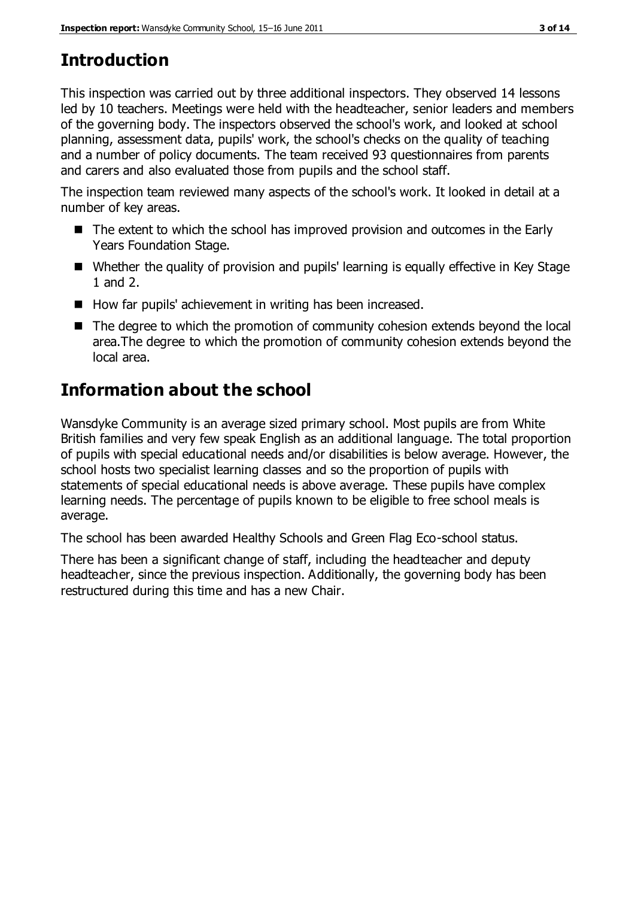## Introduction

This inspection was carried out by three additional inspectors. They observed 14 lessons led by 10 teachers. Meetings were held with the headteacher, senior leaders and members of the governing body. The inspectors observed the school's work, and looked at school planning, assessment data, pupils' work, the school's checks on the quality of teaching and a number of policy documents. The team received 93 questionnaires from parents and carers and also evaluated those from pupils and the school staff.

The inspection team reviewed many aspects of the school's work. It looked in detail at a number of key areas.

- The extent to which the school has improved provision and outcomes in the Early Years Foundation Stage.
- Whether the quality of provision and pupils' learning is equally effective in Key Stage 1 and 2.
- How far pupils' achievement in writing has been increased.
- The degree to which the promotion of community cohesion extends beyond the local area.The degree to which the promotion of community cohesion extends beyond the local area.

## Information about the school

Wansdyke Community is an average sized primary school. Most pupils are from White British families and very few speak English as an additional language. The total proportion of pupils with special educational needs and/or disabilities is below average. However, the school hosts two specialist learning classes and so the proportion of pupils with statements of special educational needs is above average. These pupils have complex learning needs. The percentage of pupils known to be eligible to free school meals is average.

The school has been awarded Healthy Schools and Green Flag Eco-school status.

There has been a significant change of staff, including the headteacher and deputy headteacher, since the previous inspection. Additionally, the governing body has been restructured during this time and has a new Chair.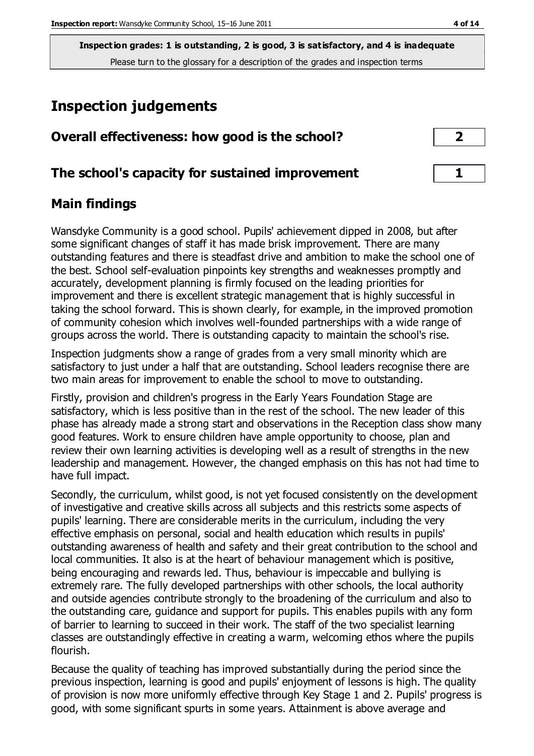**Inspection grades: 1 is outstanding, 2 is good, 3 is satisfactory, and 4 is inadequate**
Please turn to the glossary for a description of the grades and inspection terms

## Inspection judgements

| | |
|---|---|
| **Overall effectiveness: how good is the school?** | **2** |
| **The school's capacity for sustained improvement** | **1** |

### Main findings

Wansdyke Community is a good school. Pupils' achievement dipped in 2008, but after some significant changes of staff it has made brisk improvement. There are many outstanding features and there is steadfast drive and ambition to make the school one of the best. School self-evaluation pinpoints key strengths and weaknesses promptly and accurately, development planning is firmly focused on the leading priorities for improvement and there is excellent strategic management that is highly successful in taking the school forward. This is shown clearly, for example, in the improved promotion of community cohesion which involves well-founded partnerships with a wide range of groups across the world. There is outstanding capacity to maintain the school's rise.

Inspection judgments show a range of grades from a very small minority which are satisfactory to just under a half that are outstanding. School leaders recognise there are two main areas for improvement to enable the school to move to outstanding.

Firstly, provision and children's progress in the Early Years Foundation Stage are satisfactory, which is less positive than in the rest of the school. The new leader of this phase has already made a strong start and observations in the Reception class show many good features. Work to ensure children have ample opportunity to choose, plan and review their own learning activities is developing well as a result of strengths in the new leadership and management. However, the changed emphasis on this has not had time to have full impact.

Secondly, the curriculum, whilst good, is not yet focused consistently on the development of investigative and creative skills across all subjects and this restricts some aspects of pupils' learning. There are considerable merits in the curriculum, including the very effective emphasis on personal, social and health education which results in pupils' outstanding awareness of health and safety and their great contribution to the school and local communities. It also is at the heart of behaviour management which is positive, being encouraging and rewards led. Thus, behaviour is impeccable and bullying is extremely rare. The fully developed partnerships with other schools, the local authority and outside agencies contribute strongly to the broadening of the curriculum and also to the outstanding care, guidance and support for pupils. This enables pupils with any form of barrier to learning to succeed in their work. The staff of the two specialist learning classes are outstandingly effective in creating a warm, welcoming ethos where the pupils flourish.

Because the quality of teaching has improved substantially during the period since the previous inspection, learning is good and pupils' enjoyment of lessons is high. The quality of provision is now more uniformly effective through Key Stage 1 and 2. Pupils' progress is good, with some significant spurts in some years. Attainment is above average and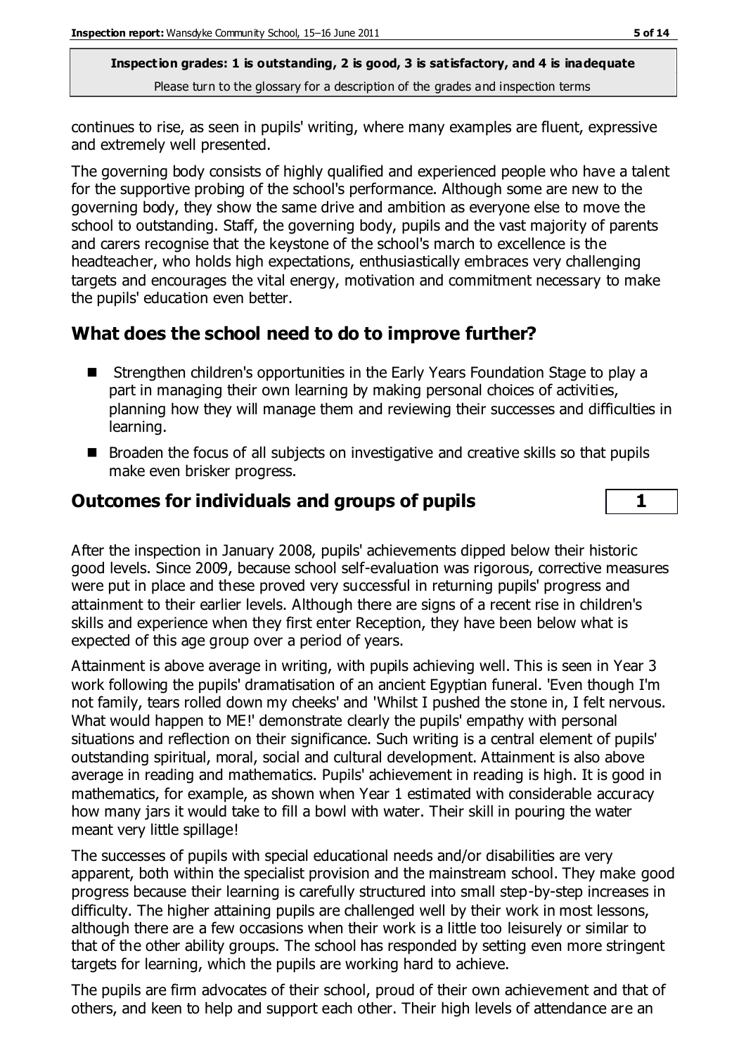continues to rise, as seen in pupils' writing, where many examples are fluent, expressive and extremely well presented.

The governing body consists of highly qualified and experienced people who have a talent for the supportive probing of the school's performance. Although some are new to the governing body, they show the same drive and ambition as everyone else to move the school to outstanding. Staff, the governing body, pupils and the vast majority of parents and carers recognise that the keystone of the school's march to excellence is the headteacher, who holds high expectations, enthusiastically embraces very challenging targets and encourages the vital energy, motivation and commitment necessary to make the pupils' education even better.

## What does the school need to do to improve further?

- Strengthen children's opportunities in the Early Years Foundation Stage to play a part in managing their own learning by making personal choices of activities, planning how they will manage them and reviewing their successes and difficulties in learning.
- Broaden the focus of all subjects on investigative and creative skills so that pupils make even brisker progress.

## Outcomes for individuals and groups of pupils — 1

After the inspection in January 2008, pupils' achievements dipped below their historic good levels. Since 2009, because school self-evaluation was rigorous, corrective measures were put in place and these proved very successful in returning pupils' progress and attainment to their earlier levels. Although there are signs of a recent rise in children's skills and experience when they first enter Reception, they have been below what is expected of this age group over a period of years.

Attainment is above average in writing, with pupils achieving well. This is seen in Year 3 work following the pupils' dramatisation of an ancient Egyptian funeral. 'Even though I'm not family, tears rolled down my cheeks' and 'Whilst I pushed the stone in, I felt nervous. What would happen to ME!' demonstrate clearly the pupils' empathy with personal situations and reflection on their significance. Such writing is a central element of pupils' outstanding spiritual, moral, social and cultural development. Attainment is also above average in reading and mathematics. Pupils' achievement in reading is high. It is good in mathematics, for example, as shown when Year 1 estimated with considerable accuracy how many jars it would take to fill a bowl with water. Their skill in pouring the water meant very little spillage!

The successes of pupils with special educational needs and/or disabilities are very apparent, both within the specialist provision and the mainstream school. They make good progress because their learning is carefully structured into small step-by-step increases in difficulty. The higher attaining pupils are challenged well by their work in most lessons, although there are a few occasions when their work is a little too leisurely or similar to that of the other ability groups. The school has responded by setting even more stringent targets for learning, which the pupils are working hard to achieve.

The pupils are firm advocates of their school, proud of their own achievement and that of others, and keen to help and support each other. Their high levels of attendance are an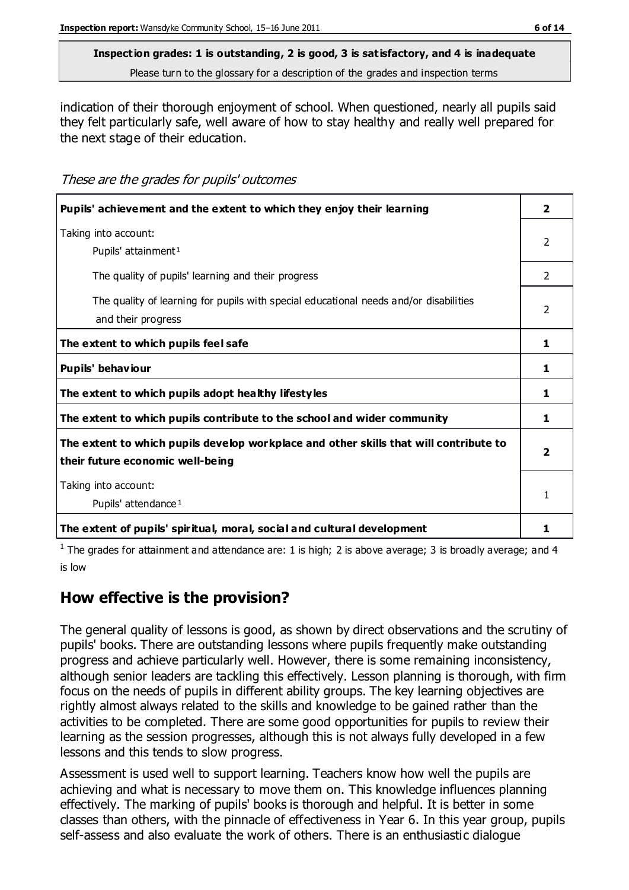**Inspection grades: 1 is outstanding, 2 is good, 3 is satisfactory, and 4 is inadequate**
Please turn to the glossary for a description of the grades and inspection terms

indication of their thorough enjoyment of school. When questioned, nearly all pupils said they felt particularly safe, well aware of how to stay healthy and really well prepared for the next stage of their education.

*These are the grades for pupils' outcomes*

| | |
|---|---|
| **Pupils' achievement and the extent to which they enjoy their learning** | **2** |
| Taking into account:<br>Pupils' attainment[1] | 2 |
| The quality of pupils' learning and their progress | 2 |
| The quality of learning for pupils with special educational needs and/or disabilities and their progress | 2 |
| **The extent to which pupils feel safe** | **1** |
| **Pupils' behaviour** | **1** |
| **The extent to which pupils adopt healthy lifestyles** | **1** |
| **The extent to which pupils contribute to the school and wider community** | **1** |
| **The extent to which pupils develop workplace and other skills that will contribute to their future economic well-being** | **2** |
| Taking into account:<br>Pupils' attendance[1] | 1 |
| **The extent of pupils' spiritual, moral, social and cultural development** | **1** |

[1] The grades for attainment and attendance are: 1 is high; 2 is above average; 3 is broadly average; and 4 is low

## How effective is the provision?

The general quality of lessons is good, as shown by direct observations and the scrutiny of pupils' books. There are outstanding lessons where pupils frequently make outstanding progress and achieve particularly well. However, there is some remaining inconsistency, although senior leaders are tackling this effectively. Lesson planning is thorough, with firm focus on the needs of pupils in different ability groups. The key learning objectives are rightly almost always related to the skills and knowledge to be gained rather than the activities to be completed. There are some good opportunities for pupils to review their learning as the session progresses, although this is not always fully developed in a few lessons and this tends to slow progress.

Assessment is used well to support learning. Teachers know how well the pupils are achieving and what is necessary to move them on. This knowledge influences planning effectively. The marking of pupils' books is thorough and helpful. It is better in some classes than others, with the pinnacle of effectiveness in Year 6. In this year group, pupils self-assess and also evaluate the work of others. There is an enthusiastic dialogue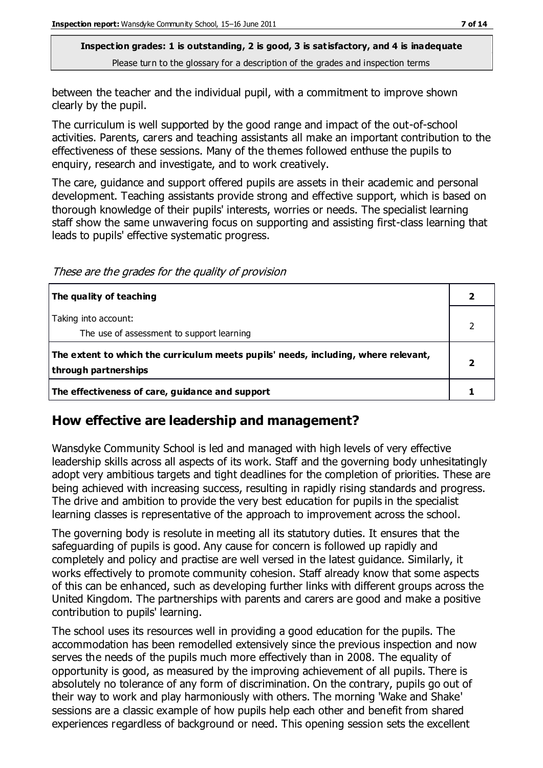**Inspection grades: 1 is outstanding, 2 is good, 3 is satisfactory, and 4 is inadequate**
Please turn to the glossary for a description of the grades and inspection terms

between the teacher and the individual pupil, with a commitment to improve shown clearly by the pupil.

The curriculum is well supported by the good range and impact of the out-of-school activities. Parents, carers and teaching assistants all make an important contribution to the effectiveness of these sessions. Many of the themes followed enthuse the pupils to enquiry, research and investigate, and to work creatively.

The care, guidance and support offered pupils are assets in their academic and personal development. Teaching assistants provide strong and effective support, which is based on thorough knowledge of their pupils' interests, worries or needs. The specialist learning staff show the same unwavering focus on supporting and assisting first-class learning that leads to pupils' effective systematic progress.

*These are the grades for the quality of provision*

| | |
|---|---|
| **The quality of teaching** | **2** |
| Taking into account:<br>The use of assessment to support learning | 2 |
| **The extent to which the curriculum meets pupils' needs, including, where relevant, through partnerships** | **2** |
| **The effectiveness of care, guidance and support** | **1** |

## How effective are leadership and management?

Wansdyke Community School is led and managed with high levels of very effective leadership skills across all aspects of its work. Staff and the governing body unhesitatingly adopt very ambitious targets and tight deadlines for the completion of priorities. These are being achieved with increasing success, resulting in rapidly rising standards and progress. The drive and ambition to provide the very best education for pupils in the specialist learning classes is representative of the approach to improvement across the school.

The governing body is resolute in meeting all its statutory duties. It ensures that the safeguarding of pupils is good. Any cause for concern is followed up rapidly and completely and policy and practise are well versed in the latest guidance. Similarly, it works effectively to promote community cohesion. Staff already know that some aspects of this can be enhanced, such as developing further links with different groups across the United Kingdom. The partnerships with parents and carers are good and make a positive contribution to pupils' learning.

The school uses its resources well in providing a good education for the pupils. The accommodation has been remodelled extensively since the previous inspection and now serves the needs of the pupils much more effectively than in 2008. The equality of opportunity is good, as measured by the improving achievement of all pupils. There is absolutely no tolerance of any form of discrimination. On the contrary, pupils go out of their way to work and play harmoniously with others. The morning 'Wake and Shake' sessions are a classic example of how pupils help each other and benefit from shared experiences regardless of background or need. This opening session sets the excellent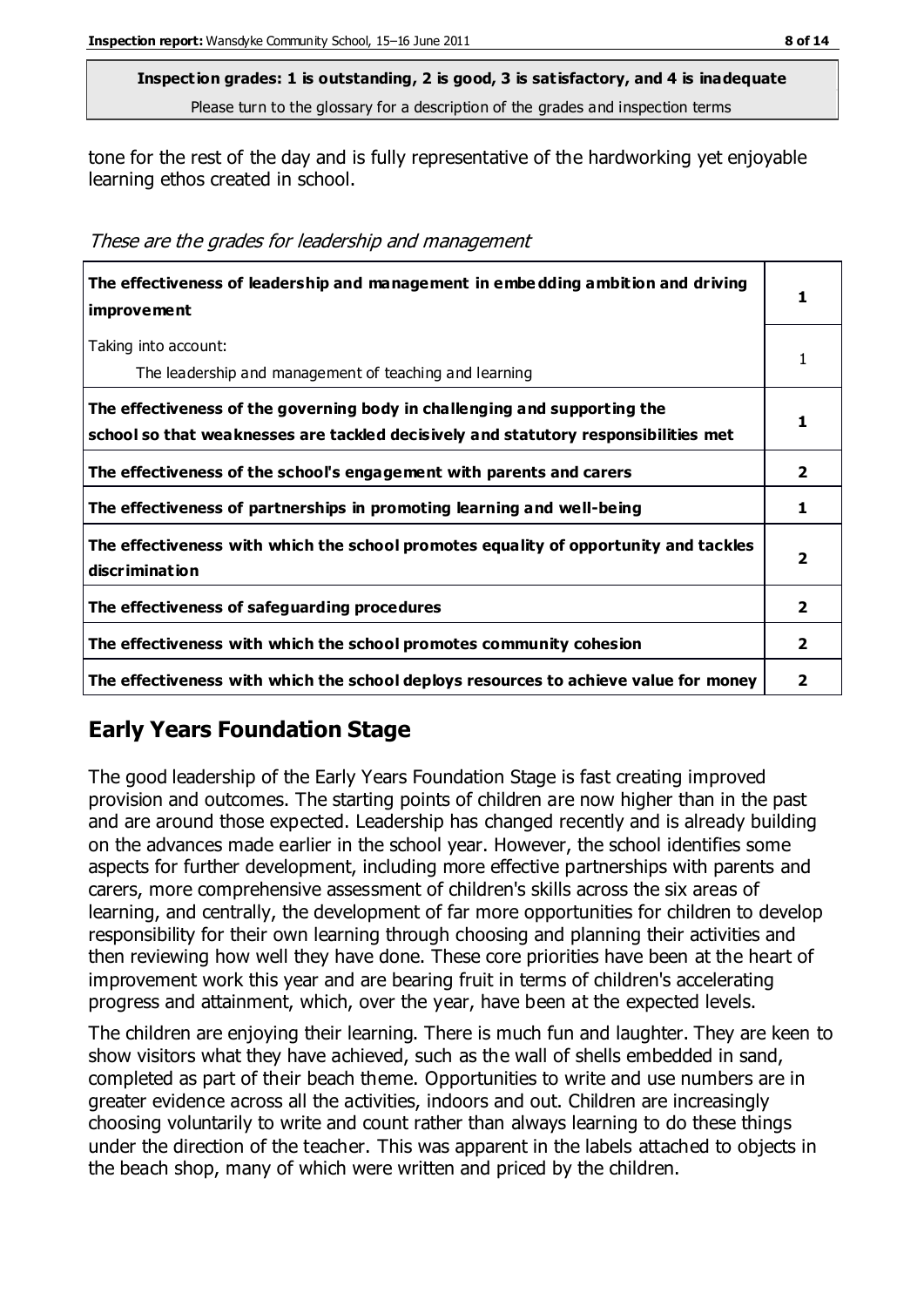**Inspection grades: 1 is outstanding, 2 is good, 3 is satisfactory, and 4 is inadequate**
Please turn to the glossary for a description of the grades and inspection terms

tone for the rest of the day and is fully representative of the hardworking yet enjoyable learning ethos created in school.

*These are the grades for leadership and management*

| | |
|---|---|
| **The effectiveness of leadership and management in embedding ambition and driving improvement** | **1** |
| Taking into account: The leadership and management of teaching and learning | 1 |
| **The effectiveness of the governing body in challenging and supporting the school so that weaknesses are tackled decisively and statutory responsibilities met** | **1** |
| **The effectiveness of the school's engagement with parents and carers** | **2** |
| **The effectiveness of partnerships in promoting learning and well-being** | **1** |
| **The effectiveness with which the school promotes equality of opportunity and tackles discrimination** | **2** |
| **The effectiveness of safeguarding procedures** | **2** |
| **The effectiveness with which the school promotes community cohesion** | **2** |
| **The effectiveness with which the school deploys resources to achieve value for money** | **2** |

## Early Years Foundation Stage

The good leadership of the Early Years Foundation Stage is fast creating improved provision and outcomes. The starting points of children are now higher than in the past and are around those expected. Leadership has changed recently and is already building on the advances made earlier in the school year. However, the school identifies some aspects for further development, including more effective partnerships with parents and carers, more comprehensive assessment of children's skills across the six areas of learning, and centrally, the development of far more opportunities for children to develop responsibility for their own learning through choosing and planning their activities and then reviewing how well they have done. These core priorities have been at the heart of improvement work this year and are bearing fruit in terms of children's accelerating progress and attainment, which, over the year, have been at the expected levels.

The children are enjoying their learning. There is much fun and laughter. They are keen to show visitors what they have achieved, such as the wall of shells embedded in sand, completed as part of their beach theme. Opportunities to write and use numbers are in greater evidence across all the activities, indoors and out. Children are increasingly choosing voluntarily to write and count rather than always learning to do these things under the direction of the teacher. This was apparent in the labels attached to objects in the beach shop, many of which were written and priced by the children.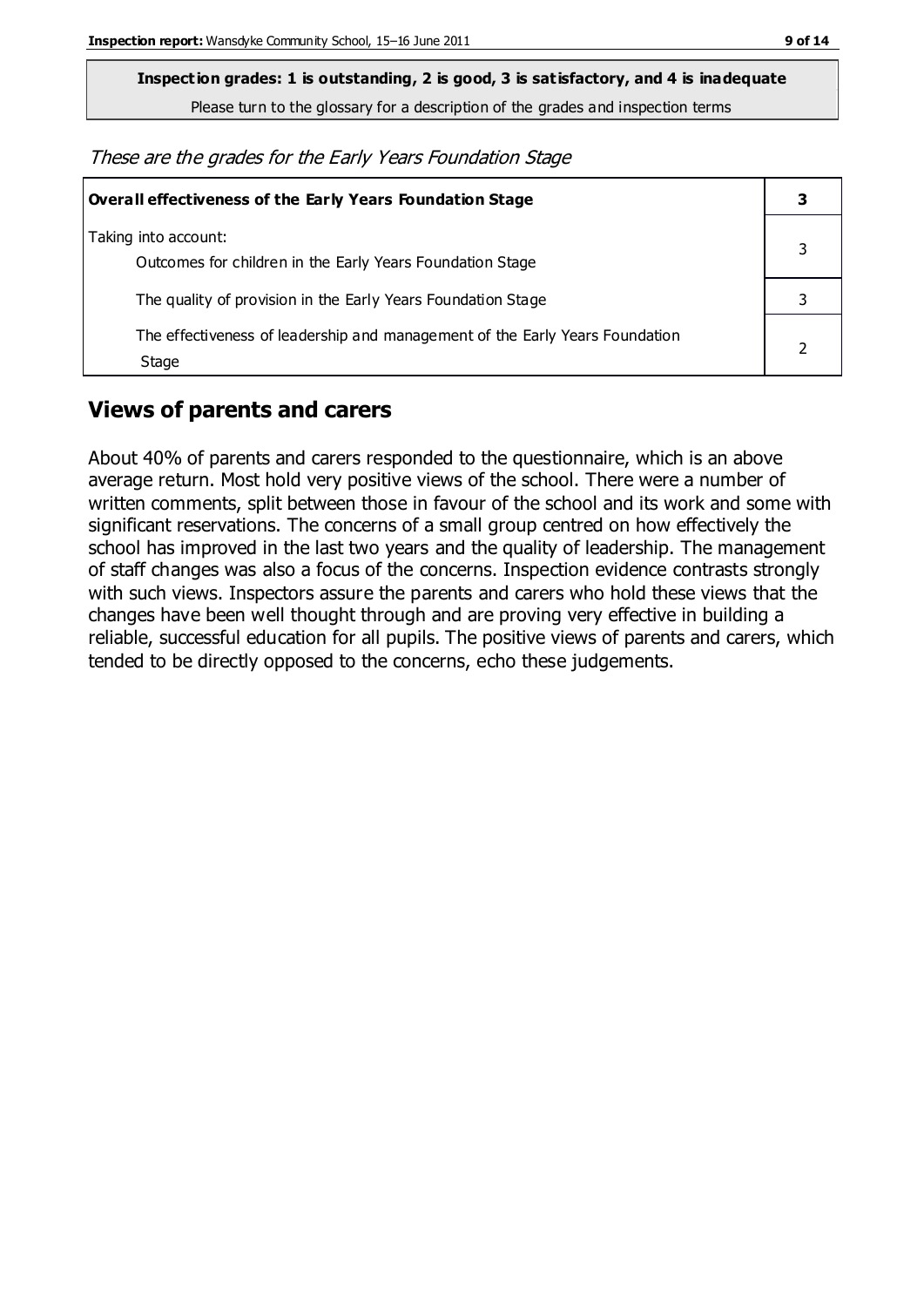**Inspection grades: 1 is outstanding, 2 is good, 3 is satisfactory, and 4 is inadequate**

Please turn to the glossary for a description of the grades and inspection terms

*These are the grades for the Early Years Foundation Stage*

| **Overall effectiveness of the Early Years Foundation Stage** | **3** |
|---|---|
| Taking into account:<br>Outcomes for children in the Early Years Foundation Stage | 3 |
| The quality of provision in the Early Years Foundation Stage | 3 |
| The effectiveness of leadership and management of the Early Years Foundation Stage | 2 |

## Views of parents and carers

About 40% of parents and carers responded to the questionnaire, which is an above average return. Most hold very positive views of the school. There were a number of written comments, split between those in favour of the school and its work and some with significant reservations. The concerns of a small group centred on how effectively the school has improved in the last two years and the quality of leadership. The management of staff changes was also a focus of the concerns. Inspection evidence contrasts strongly with such views. Inspectors assure the parents and carers who hold these views that the changes have been well thought through and are proving very effective in building a reliable, successful education for all pupils. The positive views of parents and carers, which tended to be directly opposed to the concerns, echo these judgements.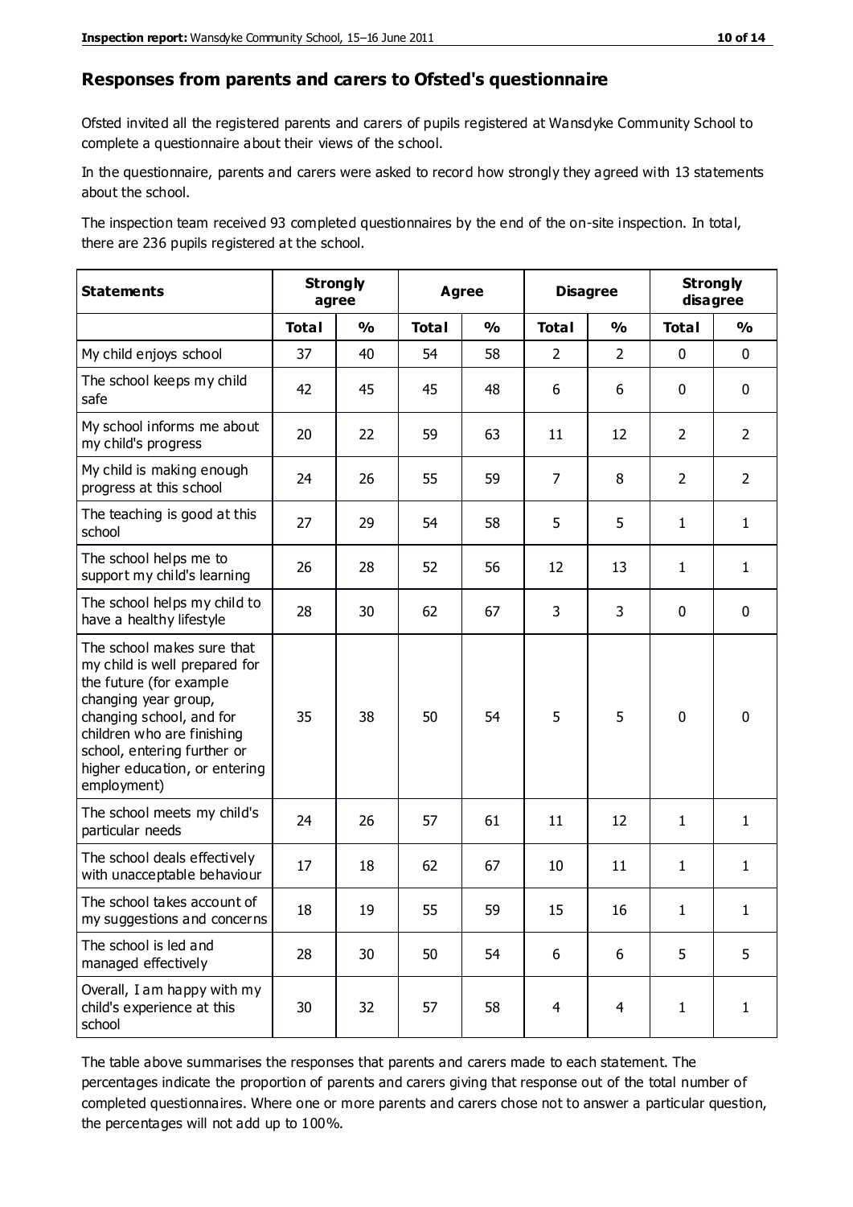## Responses from parents and carers to Ofsted's questionnaire

Ofsted invited all the registered parents and carers of pupils registered at Wansdyke Community School to complete a questionnaire about their views of the school.

In the questionnaire, parents and carers were asked to record how strongly they agreed with 13 statements about the school.

The inspection team received 93 completed questionnaires by the end of the on-site inspection. In total, there are 236 pupils registered at the school.

| Statements | Strongly agree | | Agree | | Disagree | | Strongly disagree | |
|---|---|---|---|---|---|---|---|---|
| | Total | % | Total | % | Total | % | Total | % |
| My child enjoys school | 37 | 40 | 54 | 58 | 2 | 2 | 0 | 0 |
| The school keeps my child safe | 42 | 45 | 45 | 48 | 6 | 6 | 0 | 0 |
| My school informs me about my child's progress | 20 | 22 | 59 | 63 | 11 | 12 | 2 | 2 |
| My child is making enough progress at this school | 24 | 26 | 55 | 59 | 7 | 8 | 2 | 2 |
| The teaching is good at this school | 27 | 29 | 54 | 58 | 5 | 5 | 1 | 1 |
| The school helps me to support my child's learning | 26 | 28 | 52 | 56 | 12 | 13 | 1 | 1 |
| The school helps my child to have a healthy lifestyle | 28 | 30 | 62 | 67 | 3 | 3 | 0 | 0 |
| The school makes sure that my child is well prepared for the future (for example changing year group, changing school, and for children who are finishing school, entering further or higher education, or entering employment) | 35 | 38 | 50 | 54 | 5 | 5 | 0 | 0 |
| The school meets my child's particular needs | 24 | 26 | 57 | 61 | 11 | 12 | 1 | 1 |
| The school deals effectively with unacceptable behaviour | 17 | 18 | 62 | 67 | 10 | 11 | 1 | 1 |
| The school takes account of my suggestions and concerns | 18 | 19 | 55 | 59 | 15 | 16 | 1 | 1 |
| The school is led and managed effectively | 28 | 30 | 50 | 54 | 6 | 6 | 5 | 5 |
| Overall, I am happy with my child's experience at this school | 30 | 32 | 57 | 58 | 4 | 4 | 1 | 1 |

The table above summarises the responses that parents and carers made to each statement. The percentages indicate the proportion of parents and carers giving that response out of the total number of completed questionnaires. Where one or more parents and carers chose not to answer a particular question, the percentages will not add up to 100%.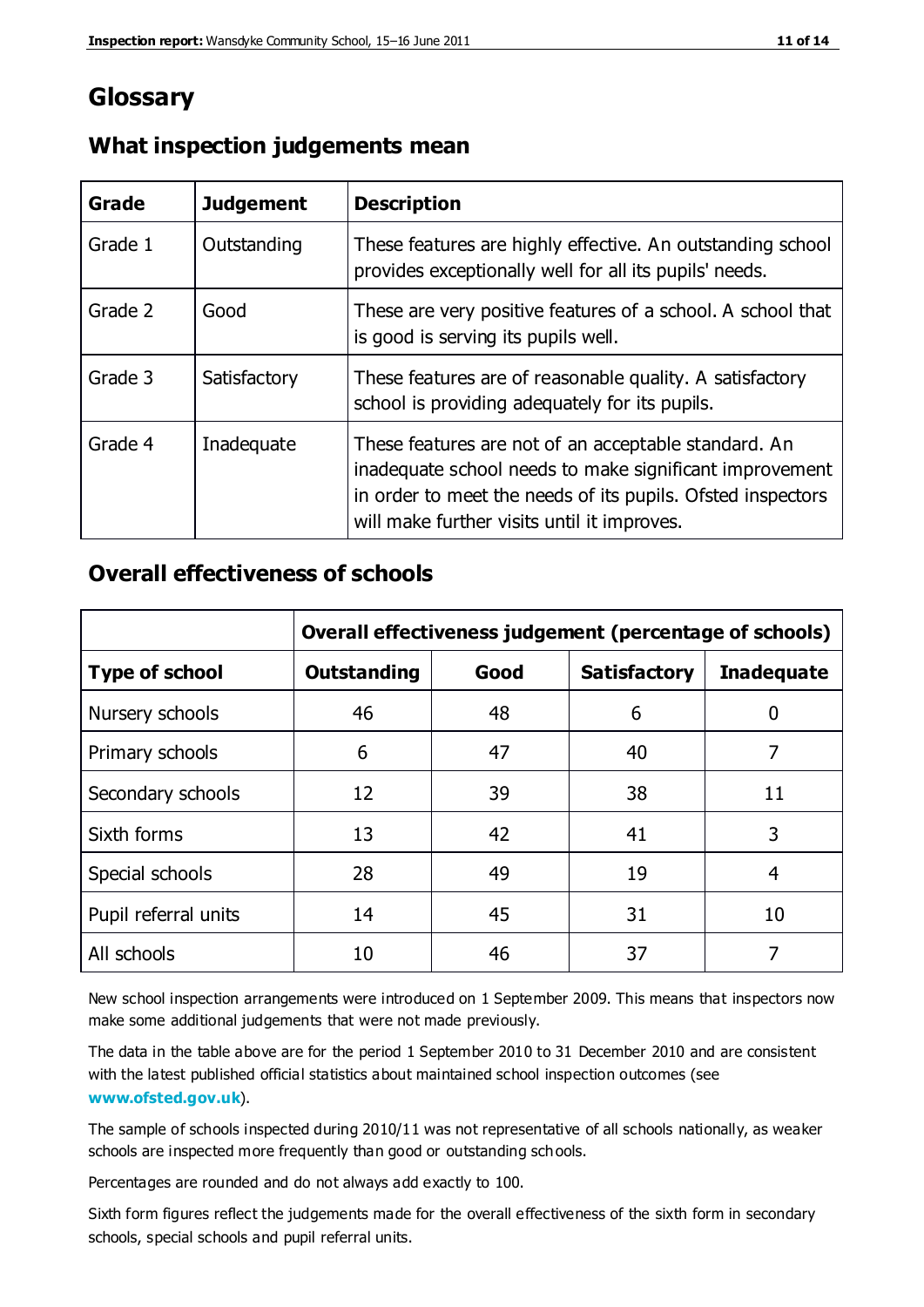# Glossary

## What inspection judgements mean

| Grade | Judgement | Description |
|---|---|---|
| Grade 1 | Outstanding | These features are highly effective. An outstanding school provides exceptionally well for all its pupils' needs. |
| Grade 2 | Good | These are very positive features of a school. A school that is good is serving its pupils well. |
| Grade 3 | Satisfactory | These features are of reasonable quality. A satisfactory school is providing adequately for its pupils. |
| Grade 4 | Inadequate | These features are not of an acceptable standard. An inadequate school needs to make significant improvement in order to meet the needs of its pupils. Ofsted inspectors will make further visits until it improves. |

## Overall effectiveness of schools

| | Overall effectiveness judgement (percentage of schools) | | | |
|---|---|---|---|---|
| **Type of school** | **Outstanding** | **Good** | **Satisfactory** | **Inadequate** |
| Nursery schools | 46 | 48 | 6 | 0 |
| Primary schools | 6 | 47 | 40 | 7 |
| Secondary schools | 12 | 39 | 38 | 11 |
| Sixth forms | 13 | 42 | 41 | 3 |
| Special schools | 28 | 49 | 19 | 4 |
| Pupil referral units | 14 | 45 | 31 | 10 |
| All schools | 10 | 46 | 37 | 7 |

New school inspection arrangements were introduced on 1 September 2009. This means that inspectors now make some additional judgements that were not made previously.

The data in the table above are for the period 1 September 2010 to 31 December 2010 and are consistent with the latest published official statistics about maintained school inspection outcomes (see **www.ofsted.gov.uk**).

The sample of schools inspected during 2010/11 was not representative of all schools nationally, as weaker schools are inspected more frequently than good or outstanding schools.

Percentages are rounded and do not always add exactly to 100.

Sixth form figures reflect the judgements made for the overall effectiveness of the sixth form in secondary schools, special schools and pupil referral units.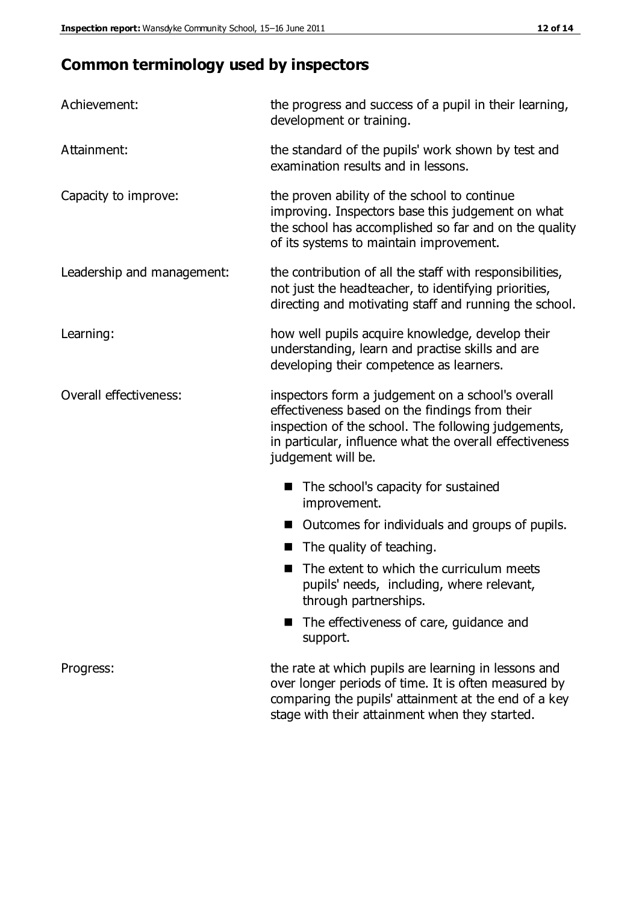# Common terminology used by inspectors

| | |
|---|---|
| Achievement: | the progress and success of a pupil in their learning, development or training. |
| Attainment: | the standard of the pupils' work shown by test and examination results and in lessons. |
| Capacity to improve: | the proven ability of the school to continue improving. Inspectors base this judgement on what the school has accomplished so far and on the quality of its systems to maintain improvement. |
| Leadership and management: | the contribution of all the staff with responsibilities, not just the headteacher, to identifying priorities, directing and motivating staff and running the school. |
| Learning: | how well pupils acquire knowledge, develop their understanding, learn and practise skills and are developing their competence as learners. |
| Overall effectiveness: | inspectors form a judgement on a school's overall effectiveness based on the findings from their inspection of the school. The following judgements, in particular, influence what the overall effectiveness judgement will be. |

- The school's capacity for sustained improvement.
- Outcomes for individuals and groups of pupils.
- The quality of teaching.
- The extent to which the curriculum meets pupils' needs, including, where relevant, through partnerships.
- The effectiveness of care, guidance and support.

| | |
|---|---|
| Progress: | the rate at which pupils are learning in lessons and over longer periods of time. It is often measured by comparing the pupils' attainment at the end of a key stage with their attainment when they started. |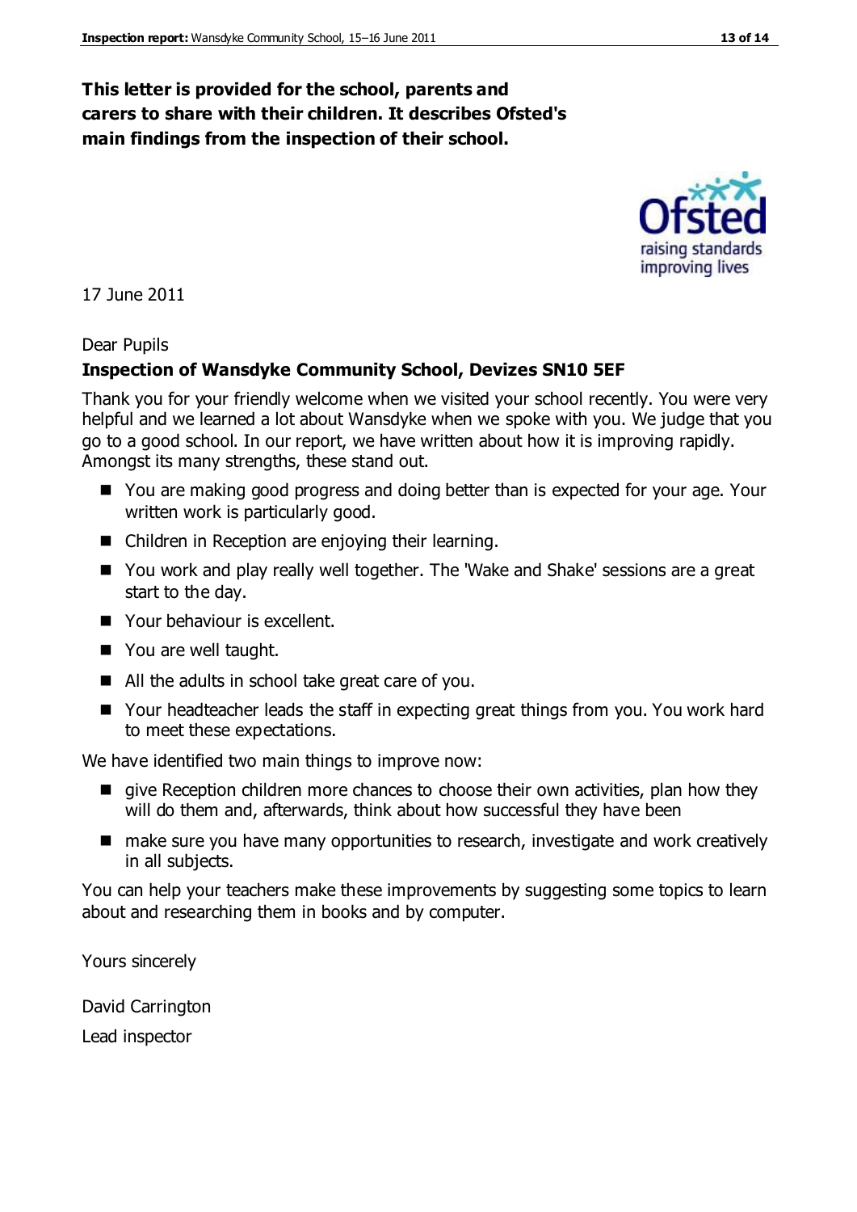**This letter is provided for the school, parents and carers to share with their children. It describes Ofsted's main findings from the inspection of their school.**

17 June 2011

Dear Pupils

**Inspection of Wansdyke Community School, Devizes SN10 5EF**

Thank you for your friendly welcome when we visited your school recently. You were very helpful and we learned a lot about Wansdyke when we spoke with you. We judge that you go to a good school. In our report, we have written about how it is improving rapidly. Amongst its many strengths, these stand out.

- You are making good progress and doing better than is expected for your age. Your written work is particularly good.
- Children in Reception are enjoying their learning.
- You work and play really well together. The 'Wake and Shake' sessions are a great start to the day.
- Your behaviour is excellent.
- You are well taught.
- All the adults in school take great care of you.
- Your headteacher leads the staff in expecting great things from you. You work hard to meet these expectations.

We have identified two main things to improve now:

- give Reception children more chances to choose their own activities, plan how they will do them and, afterwards, think about how successful they have been
- make sure you have many opportunities to research, investigate and work creatively in all subjects.

You can help your teachers make these improvements by suggesting some topics to learn about and researching them in books and by computer.

Yours sincerely

David Carrington

Lead inspector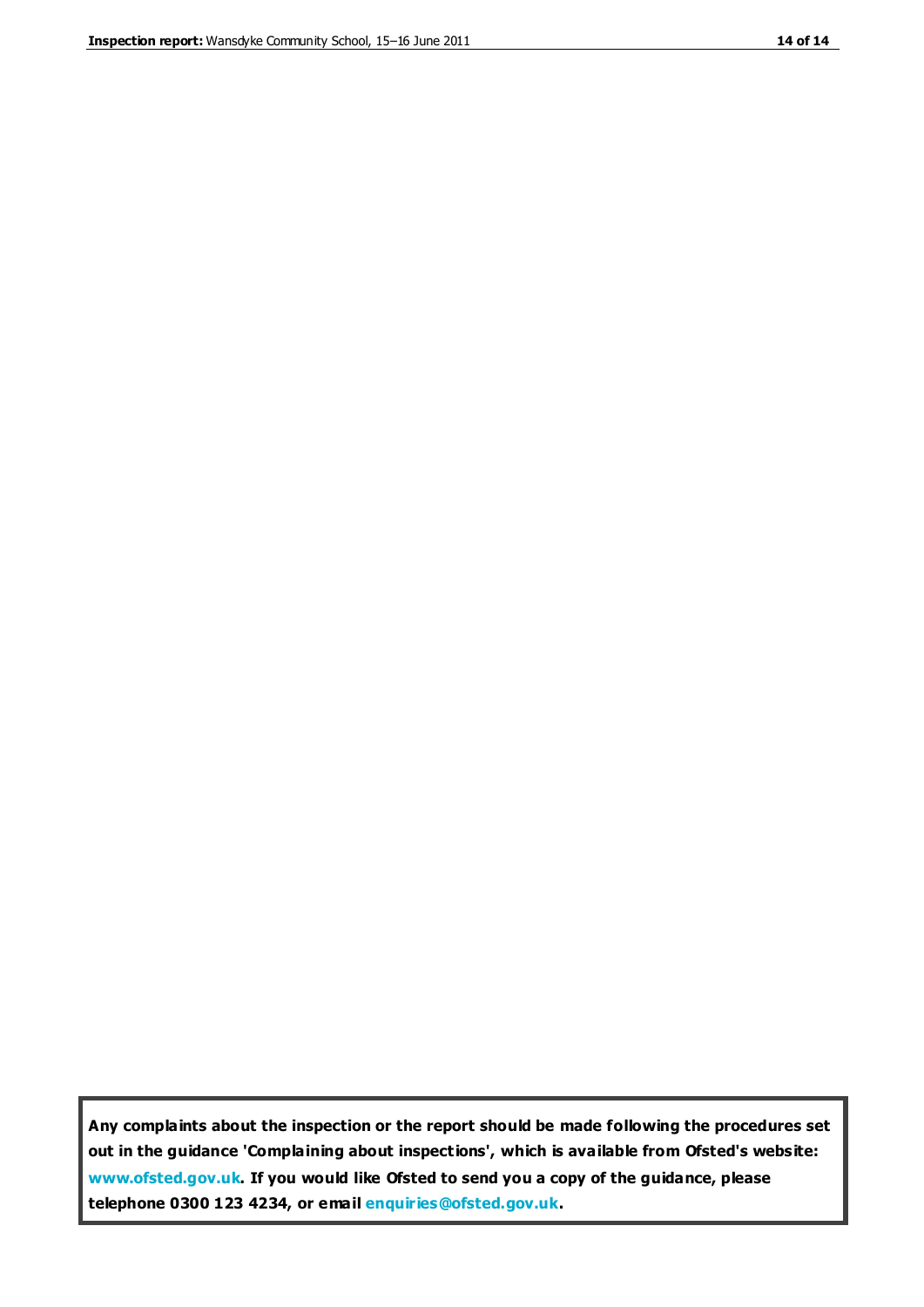**Any complaints about the inspection or the report should be made following the procedures set out in the guidance 'Complaining about inspections', which is available from Ofsted's website: www.ofsted.gov.uk. If you would like Ofsted to send you a copy of the guidance, please telephone 0300 123 4234, or email enquiries@ofsted.gov.uk.**